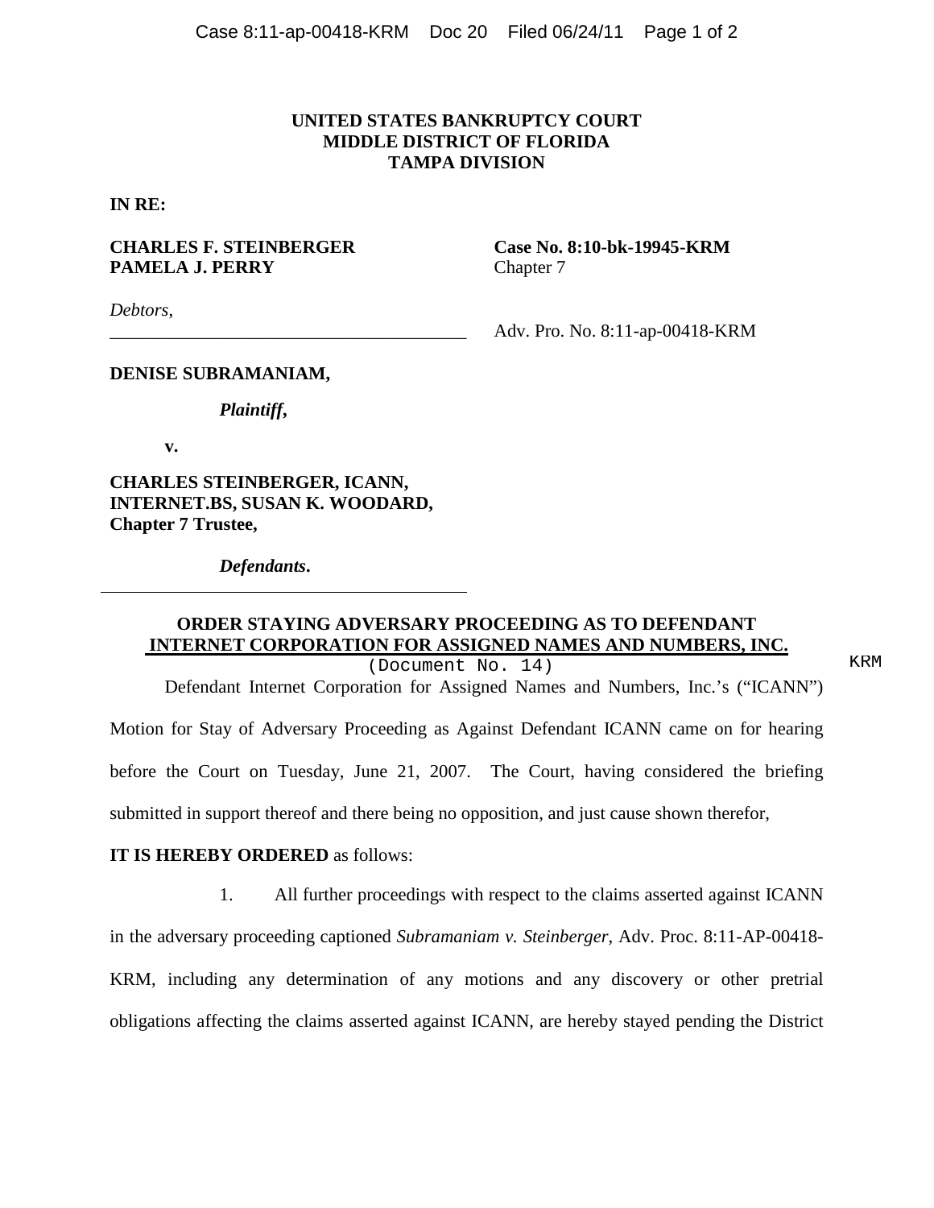**UNITED STATES BANKRUPTCY COURT**
**MIDDLE DISTRICT OF FLORIDA**
**TAMPA DIVISION**

**IN RE:**

**CHARLES F. STEINBERGER**
**PAMELA J. PERRY**

**Case No. 8:10-bk-19945-KRM**
Chapter 7

*Debtors,*

Adv. Pro. No. 8:11-ap-00418-KRM

---

**DENISE SUBRAMANIAM,**

***Plaintiff*,**

**v.**

**CHARLES STEINBERGER, ICANN, INTERNET.BS, SUSAN K. WOODARD, Chapter 7 Trustee,**

***Defendants*.**

---

**ORDER STAYING ADVERSARY PROCEEDING AS TO DEFENDANT INTERNET CORPORATION FOR ASSIGNED NAMES AND NUMBERS, INC.**

(Document No. 14)

KRM

Defendant Internet Corporation for Assigned Names and Numbers, Inc.'s ("ICANN") Motion for Stay of Adversary Proceeding as Against Defendant ICANN came on for hearing before the Court on Tuesday, June 21, 2007. The Court, having considered the briefing submitted in support thereof and there being no opposition, and just cause shown therefor,

**IT IS HEREBY ORDERED** as follows:

1. All further proceedings with respect to the claims asserted against ICANN in the adversary proceeding captioned *Subramaniam v. Steinberger*, Adv. Proc. 8:11-AP-00418-KRM, including any determination of any motions and any discovery or other pretrial obligations affecting the claims asserted against ICANN, are hereby stayed pending the District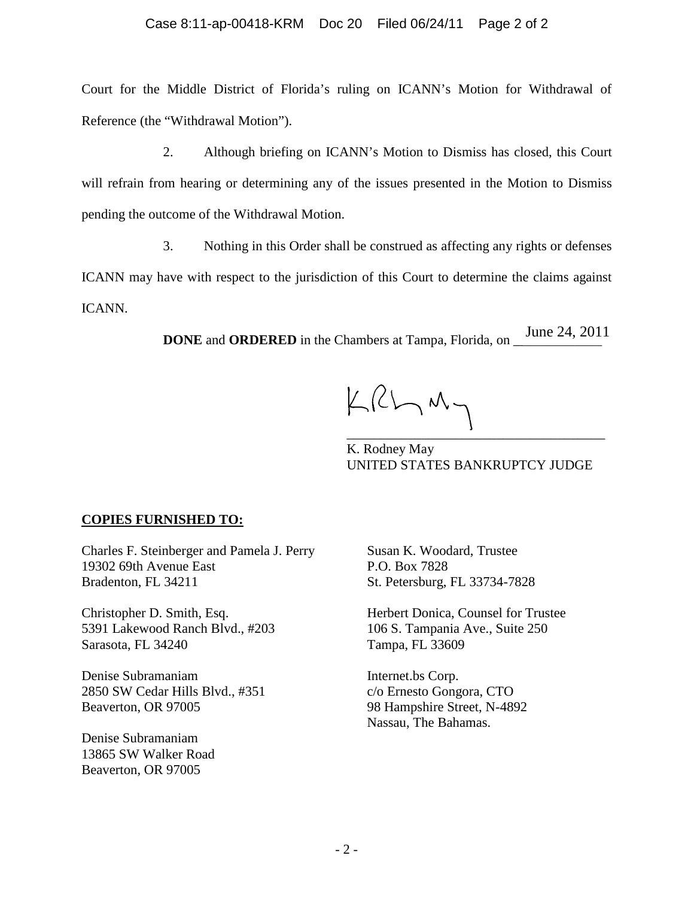Court for the Middle District of Florida's ruling on ICANN's Motion for Withdrawal of Reference (the "Withdrawal Motion").

2. Although briefing on ICANN's Motion to Dismiss has closed, this Court will refrain from hearing or determining any of the issues presented in the Motion to Dismiss pending the outcome of the Withdrawal Motion.

3. Nothing in this Order shall be construed as affecting any rights or defenses ICANN may have with respect to the jurisdiction of this Court to determine the claims against ICANN.

**DONE** and **ORDERED** in the Chambers at Tampa, Florida, on June 24, 2011

K. Rodney May
UNITED STATES BANKRUPTCY JUDGE

**COPIES FURNISHED TO:**

Charles F. Steinberger and Pamela J. Perry
19302 69th Avenue East
Bradenton, FL 34211

Christopher D. Smith, Esq.
5391 Lakewood Ranch Blvd., #203
Sarasota, FL 34240

Denise Subramaniam
2850 SW Cedar Hills Blvd., #351
Beaverton, OR 97005

Denise Subramaniam
13865 SW Walker Road
Beaverton, OR 97005

Susan K. Woodard, Trustee
P.O. Box 7828
St. Petersburg, FL 33734-7828

Herbert Donica, Counsel for Trustee
106 S. Tampania Ave., Suite 250
Tampa, FL 33609

Internet.bs Corp.
c/o Ernesto Gongora, CTO
98 Hampshire Street, N-4892
Nassau, The Bahamas.